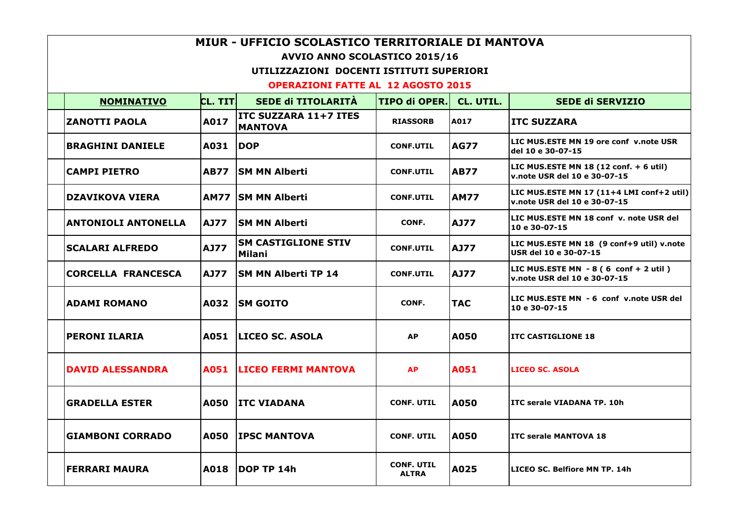# MIUR - UFFICIO SCOLASTICO TERRITORIALE DI MANTOVA

## AVVIO ANNO SCOLASTICO 2015/16

### UTILIZZAZIONI DOCENTI ISTITUTI SUPERIORI

### OPERAZIONI FATTE AL 12 AGOSTO 2015

| | NOMINATIVO | CL. TIT. | SEDE di TITOLARITÀ | TIPO di OPER. | CL. UTIL. | SEDE di SERVIZIO |
|---|---|---|---|---|---|---|
| | ZANOTTI PAOLA | A017 | ITC SUZZARA 11+7 ITES MANTOVA | RIASSORB | A017 | ITC SUZZARA |
| | BRAGHINI DANIELE | A031 | DOP | CONF.UTIL | AG77 | LIC MUS.ESTE MN 19 ore conf v.note USR del 10 e 30-07-15 |
| | CAMPI PIETRO | AB77 | SM MN Alberti | CONF.UTIL | AB77 | LIC MUS.ESTE MN 18 (12 conf. + 6 util) v.note USR del 10 e 30-07-15 |
| | DZAVIKOVA VIERA | AM77 | SM MN Alberti | CONF.UTIL | AM77 | LIC MUS.ESTE MN 17 (11+4 LMI conf+2 util) v.note USR del 10 e 30-07-15 |
| | ANTONIOLI ANTONELLA | AJ77 | SM MN Alberti | CONF. | AJ77 | LIC MUS.ESTE MN 18 conf v. note USR del 10 e 30-07-15 |
| | SCALARI ALFREDO | AJ77 | SM CASTIGLIONE STIV Milani | CONF.UTIL | AJ77 | LIC MUS.ESTE MN 18 (9 conf+9 util) v.note USR del 10 e 30-07-15 |
| | CORCELLA FRANCESCA | AJ77 | SM MN Alberti TP 14 | CONF.UTIL | AJ77 | LIC MUS.ESTE MN - 8 ( 6 conf + 2 util ) v.note USR del 10 e 30-07-15 |
| | ADAMI ROMANO | A032 | SM GOITO | CONF. | TAC | LIC MUS.ESTE MN - 6 conf v.note USR del 10 e 30-07-15 |
| | PERONI ILARIA | A051 | LICEO SC. ASOLA | AP | A050 | ITC CASTIGLIONE 18 |
| | DAVID ALESSANDRA | A051 | LICEO FERMI MANTOVA | AP | A051 | LICEO SC. ASOLA |
| | GRADELLA ESTER | A050 | ITC VIADANA | CONF. UTIL | A050 | ITC serale VIADANA TP. 10h |
| | GIAMBONI CORRADO | A050 | IPSC MANTOVA | CONF. UTIL | A050 | ITC serale MANTOVA 18 |
| | FERRARI MAURA | A018 | DOP TP 14h | CONF. UTIL ALTRA | A025 | LICEO SC. Belfiore MN TP. 14h |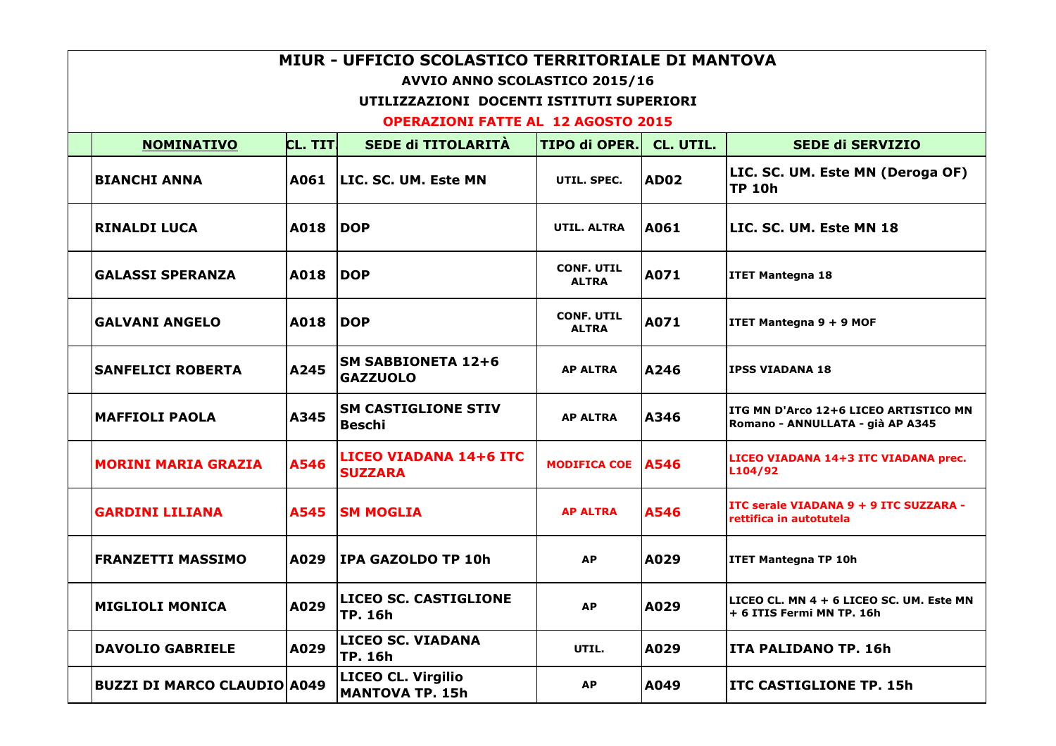# MIUR - UFFICIO SCOLASTICO TERRITORIALE DI MANTOVA

## AVVIO ANNO SCOLASTICO 2015/16

### UTILIZZAZIONI DOCENTI ISTITUTI SUPERIORI

**OPERAZIONI FATTE AL 12 AGOSTO 2015**

| NOMINATIVO | CL. TIT. | SEDE di TITOLARITÀ | TIPO di OPER. | CL. UTIL. | SEDE di SERVIZIO |
|---|---|---|---|---|---|
| BIANCHI ANNA | A061 | LIC. SC. UM. Este MN | UTIL. SPEC. | AD02 | LIC. SC. UM. Este MN (Deroga OF) TP 10h |
| RINALDI LUCA | A018 | DOP | UTIL. ALTRA | A061 | LIC. SC. UM. Este MN 18 |
| GALASSI SPERANZA | A018 | DOP | CONF. UTIL ALTRA | A071 | ITET Mantegna 18 |
| GALVANI ANGELO | A018 | DOP | CONF. UTIL ALTRA | A071 | ITET Mantegna 9 + 9 MOF |
| SANFELICI ROBERTA | A245 | SM SABBIONETA 12+6 GAZZUOLO | AP ALTRA | A246 | IPSS VIADANA 18 |
| MAFFIOLI PAOLA | A345 | SM CASTIGLIONE STIV Beschi | AP ALTRA | A346 | ITG MN D'Arco 12+6 LICEO ARTISTICO MN Romano - ANNULLATA - già AP A345 |
| MORINI MARIA GRAZIA | A546 | LICEO VIADANA 14+6 ITC SUZZARA | MODIFICA COE | A546 | LICEO VIADANA 14+3 ITC VIADANA prec. L104/92 |
| GARDINI LILIANA | A545 | SM MOGLIA | AP ALTRA | A546 | ITC serale VIADANA 9 + 9 ITC SUZZARA - rettifica in autotutela |
| FRANZETTI MASSIMO | A029 | IPA GAZOLDO TP 10h | AP | A029 | ITET Mantegna TP 10h |
| MIGLIOLI MONICA | A029 | LICEO SC. CASTIGLIONE TP. 16h | AP | A029 | LICEO CL. MN 4 + 6 LICEO SC. UM. Este MN + 6 ITIS Fermi MN TP. 16h |
| DAVOLIO GABRIELE | A029 | LICEO SC. VIADANA TP. 16h | UTIL. | A029 | ITA PALIDANO TP. 16h |
| BUZZI DI MARCO CLAUDIO | A049 | LICEO CL. Virgilio MANTOVA TP. 15h | AP | A049 | ITC CASTIGLIONE TP. 15h |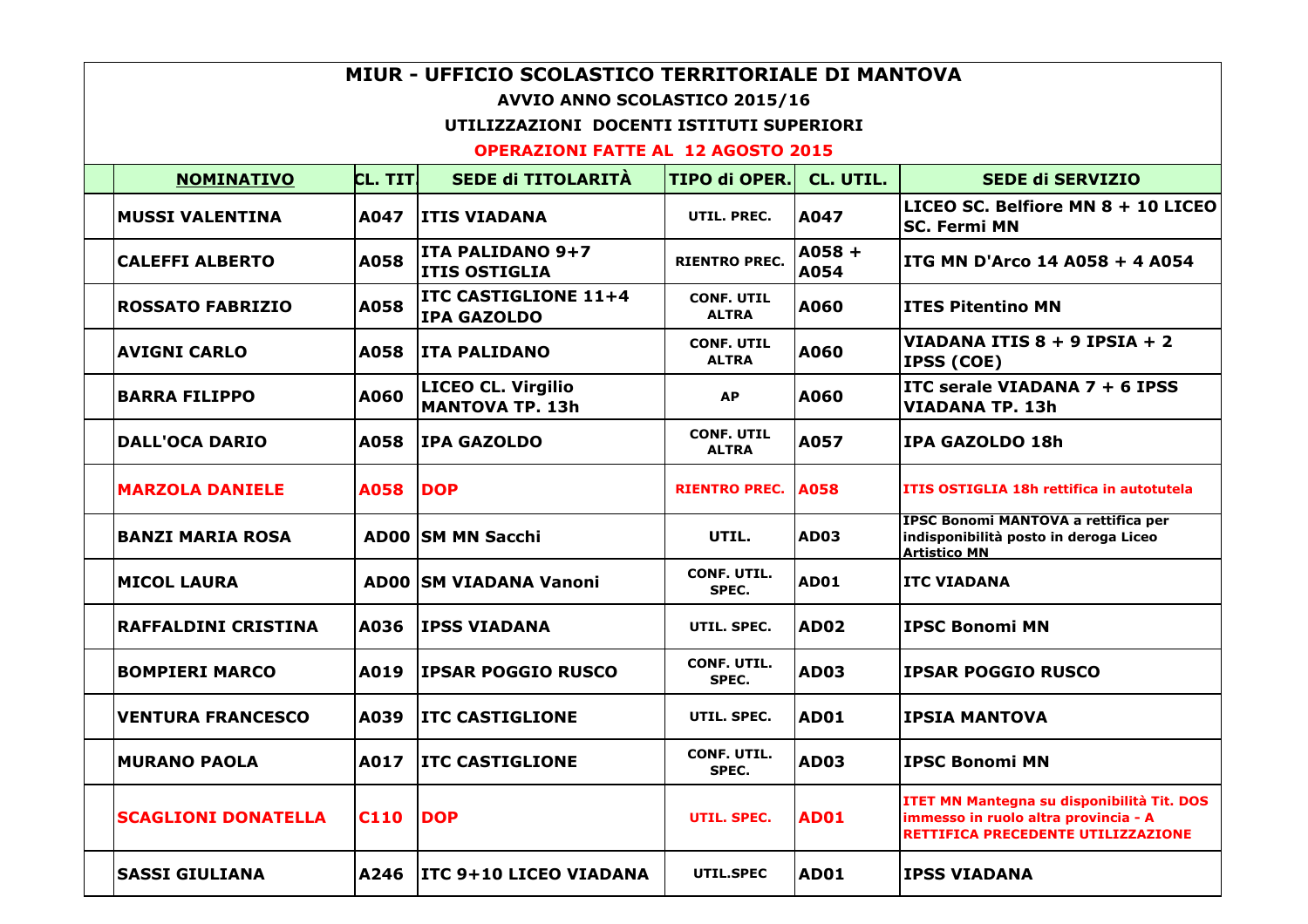# MIUR - UFFICIO SCOLASTICO TERRITORIALE DI MANTOVA

## AVVIO ANNO SCOLASTICO 2015/16

### UTILIZZAZIONI DOCENTI ISTITUTI SUPERIORI

**OPERAZIONI FATTE AL 12 AGOSTO 2015**

| | NOMINATIVO | CL. TIT. | SEDE di TITOLARITÀ | TIPO di OPER. | CL. UTIL. | SEDE di SERVIZIO |
|---|---|---|---|---|---|---|
| | MUSSI VALENTINA | A047 | ITIS VIADANA | UTIL. PREC. | A047 | LICEO SC. Belfiore MN 8 + 10 LICEO SC. Fermi MN |
| | CALEFFI ALBERTO | A058 | ITA PALIDANO 9+7 ITIS OSTIGLIA | RIENTRO PREC. | A058 + A054 | ITG MN D'Arco 14 A058 + 4 A054 |
| | ROSSATO FABRIZIO | A058 | ITC CASTIGLIONE 11+4 IPA GAZOLDO | CONF. UTIL ALTRA | A060 | ITES Pitentino MN |
| | AVIGNI CARLO | A058 | ITA PALIDANO | CONF. UTIL ALTRA | A060 | VIADANA ITIS 8 + 9 IPSIA + 2 IPSS (COE) |
| | BARRA FILIPPO | A060 | LICEO CL. Virgilio MANTOVA TP. 13h | AP | A060 | ITC serale VIADANA 7 + 6 IPSS VIADANA TP. 13h |
| | DALL'OCA DARIO | A058 | IPA GAZOLDO | CONF. UTIL ALTRA | A057 | IPA GAZOLDO 18h |
| | MARZOLA DANIELE | A058 | DOP | RIENTRO PREC. | A058 | ITIS OSTIGLIA 18h rettifica in autotutela |
| | BANZI MARIA ROSA | AD00 | SM MN Sacchi | UTIL. | AD03 | IPSC Bonomi MANTOVA a rettifica per indisponibilità posto in deroga Liceo Artistico MN |
| | MICOL LAURA | AD00 | SM VIADANA Vanoni | CONF. UTIL. SPEC. | AD01 | ITC VIADANA |
| | RAFFALDINI CRISTINA | A036 | IPSS VIADANA | UTIL. SPEC. | AD02 | IPSC Bonomi MN |
| | BOMPIERI MARCO | A019 | IPSAR POGGIO RUSCO | CONF. UTIL. SPEC. | AD03 | IPSAR POGGIO RUSCO |
| | VENTURA FRANCESCO | A039 | ITC CASTIGLIONE | UTIL. SPEC. | AD01 | IPSIA MANTOVA |
| | MURANO PAOLA | A017 | ITC CASTIGLIONE | CONF. UTIL. SPEC. | AD03 | IPSC Bonomi MN |
| | SCAGLIONI DONATELLA | C110 | DOP | UTIL. SPEC. | AD01 | ITET MN Mantegna su disponibilità Tit. DOS immesso in ruolo altra provincia - A RETTIFICA PRECEDENTE UTILIZZAZIONE |
| | SASSI GIULIANA | A246 | ITC 9+10 LICEO VIADANA | UTIL.SPEC | AD01 | IPSS VIADANA |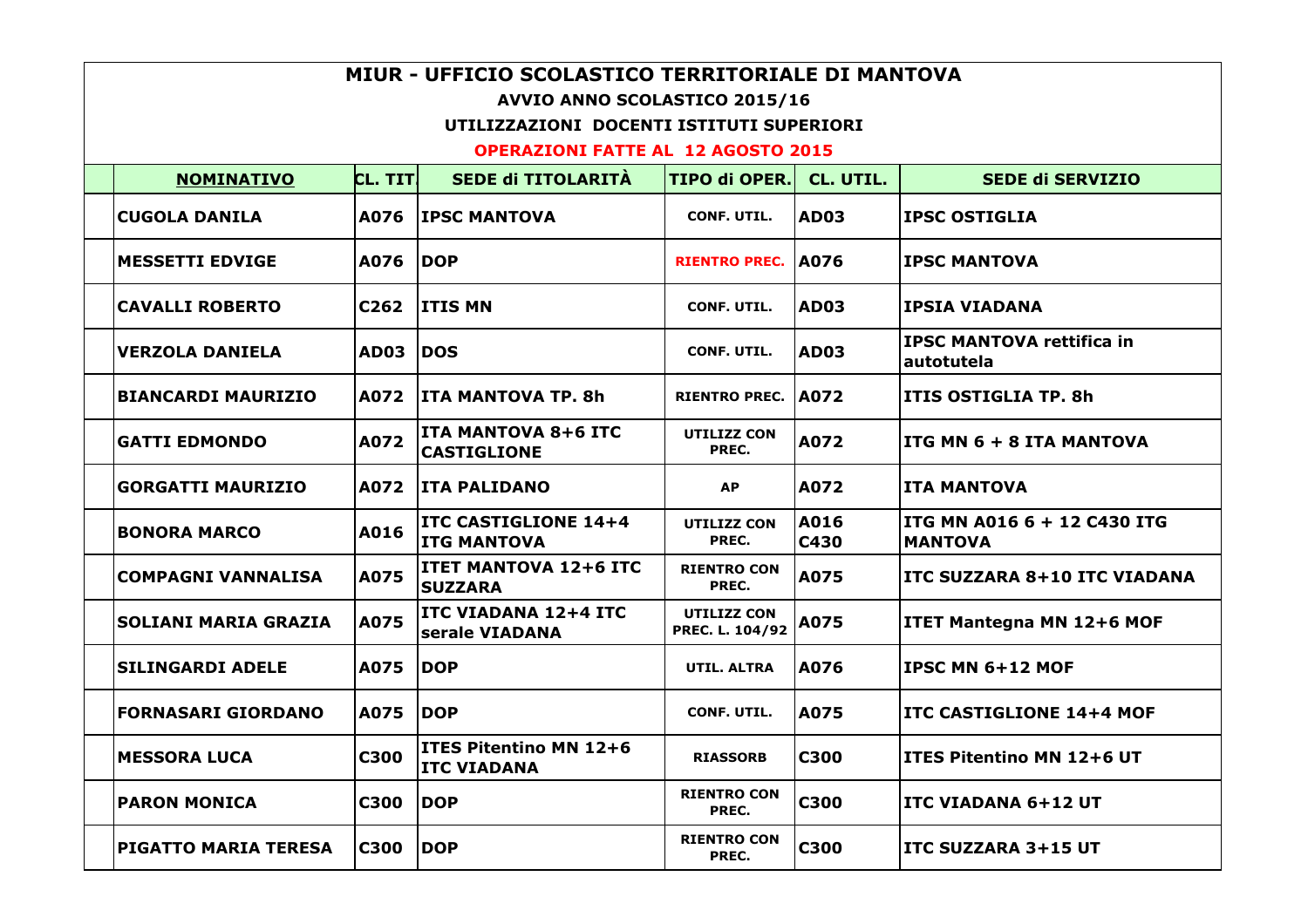# MIUR - UFFICIO SCOLASTICO TERRITORIALE DI MANTOVA

## AVVIO ANNO SCOLASTICO 2015/16

### UTILIZZAZIONI DOCENTI ISTITUTI SUPERIORI

### OPERAZIONI FATTE AL 12 AGOSTO 2015

| NOMINATIVO | CL. TIT. | SEDE di TITOLARITÀ | TIPO di OPER. | CL. UTIL. | SEDE di SERVIZIO |
|---|---|---|---|---|---|
| CUGOLA DANILA | A076 | IPSC MANTOVA | CONF. UTIL. | AD03 | IPSC OSTIGLIA |
| MESSETTI EDVIGE | A076 | DOP | RIENTRO PREC. | A076 | IPSC MANTOVA |
| CAVALLI ROBERTO | C262 | ITIS MN | CONF. UTIL. | AD03 | IPSIA VIADANA |
| VERZOLA DANIELA | AD03 | DOS | CONF. UTIL. | AD03 | IPSC MANTOVA rettifica in autotutela |
| BIANCARDI MAURIZIO | A072 | ITA MANTOVA TP. 8h | RIENTRO PREC. | A072 | ITIS OSTIGLIA TP. 8h |
| GATTI EDMONDO | A072 | ITA MANTOVA 8+6 ITC CASTIGLIONE | UTILIZZ CON PREC. | A072 | ITG MN 6 + 8 ITA MANTOVA |
| GORGATTI MAURIZIO | A072 | ITA PALIDANO | AP | A072 | ITA MANTOVA |
| BONORA MARCO | A016 | ITC CASTIGLIONE 14+4 ITG MANTOVA | UTILIZZ CON PREC. | A016 C430 | ITG MN A016 6 + 12 C430 ITG MANTOVA |
| COMPAGNI VANNALISA | A075 | ITET MANTOVA 12+6 ITC SUZZARA | RIENTRO CON PREC. | A075 | ITC SUZZARA 8+10 ITC VIADANA |
| SOLIANI MARIA GRAZIA | A075 | ITC VIADANA 12+4 ITC serale VIADANA | UTILIZZ CON PREC. L. 104/92 | A075 | ITET Mantegna MN 12+6 MOF |
| SILINGARDI ADELE | A075 | DOP | UTIL. ALTRA | A076 | IPSC MN 6+12 MOF |
| FORNASARI GIORDANO | A075 | DOP | CONF. UTIL. | A075 | ITC CASTIGLIONE 14+4 MOF |
| MESSORA LUCA | C300 | ITES Pitentino MN 12+6 ITC VIADANA | RIASSORB | C300 | ITES Pitentino MN 12+6 UT |
| PARON MONICA | C300 | DOP | RIENTRO CON PREC. | C300 | ITC VIADANA 6+12 UT |
| PIGATTO MARIA TERESA | C300 | DOP | RIENTRO CON PREC. | C300 | ITC SUZZARA 3+15 UT |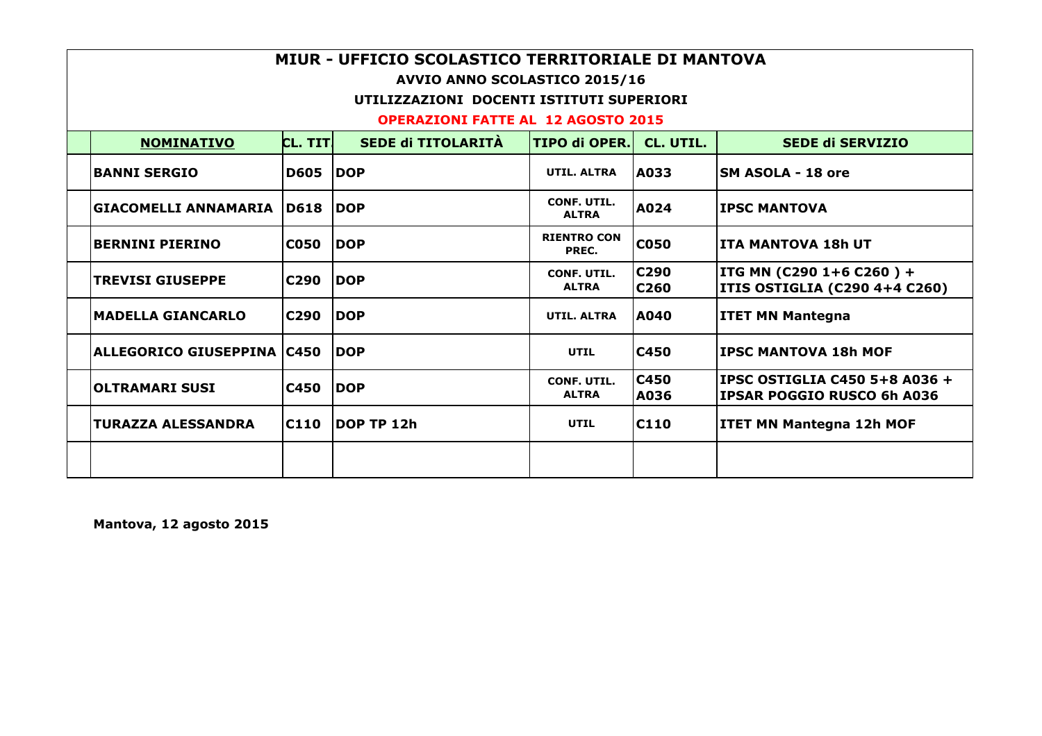# MIUR - UFFICIO SCOLASTICO TERRITORIALE DI MANTOVA

## AVVIO ANNO SCOLASTICO 2015/16

## UTILIZZAZIONI DOCENTI ISTITUTI SUPERIORI

### OPERAZIONI FATTE AL 12 AGOSTO 2015

| | NOMINATIVO | CL. TIT. | SEDE di TITOLARITÀ | TIPO di OPER. | CL. UTIL. | SEDE di SERVIZIO |
|---|---|---|---|---|---|---|
| | BANNI SERGIO | D605 | DOP | UTIL. ALTRA | A033 | SM ASOLA - 18 ore |
| | GIACOMELLI ANNAMARIA | D618 | DOP | CONF. UTIL. ALTRA | A024 | IPSC MANTOVA |
| | BERNINI PIERINO | C050 | DOP | RIENTRO CON PREC. | C050 | ITA MANTOVA 18h UT |
| | TREVISI GIUSEPPE | C290 | DOP | CONF. UTIL. ALTRA | C290 C260 | ITG MN (C290 1+6 C260 ) + ITIS OSTIGLIA (C290 4+4 C260) |
| | MADELLA GIANCARLO | C290 | DOP | UTIL. ALTRA | A040 | ITET MN Mantegna |
| | ALLEGORICO GIUSEPPINA | C450 | DOP | UTIL | C450 | IPSC MANTOVA 18h MOF |
| | OLTRAMARI SUSI | C450 | DOP | CONF. UTIL. ALTRA | C450 A036 | IPSC OSTIGLIA C450 5+8 A036 + IPSAR POGGIO RUSCO 6h A036 |
| | TURAZZA ALESSANDRA | C110 | DOP TP 12h | UTIL | C110 | ITET MN Mantegna 12h MOF |
| | | | | | | |

**Mantova, 12 agosto 2015**